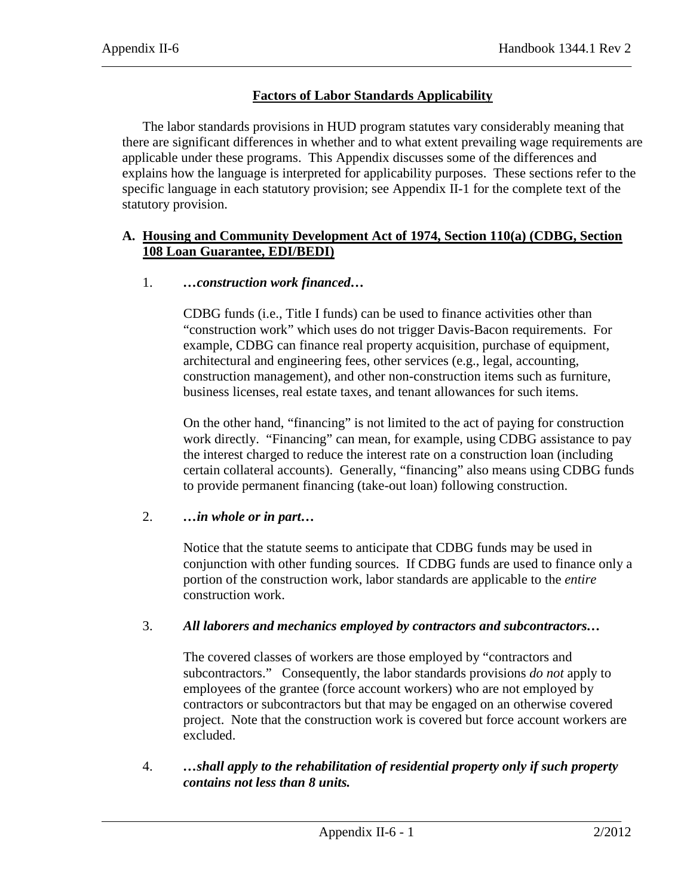# Factors of Labor Standards Applicability

The labor standards provisions in HUD program statutes vary considerably meaning that there are significant differences in whether and to what extent prevailing wage requirements are applicable under these programs. This Appendix discusses some of the differences and explains how the language is interpreted for applicability purposes. These sections refer to the specific language in each statutory provision; see Appendix II-1 for the complete text of the statutory provision.

## A. Housing and Community Development Act of 1974, Section 110(a) (CDBG, Section 108 Loan Guarantee, EDI/BEDI)

1. ***…construction work financed…***

   CDBG funds (i.e., Title I funds) can be used to finance activities other than "construction work" which uses do not trigger Davis-Bacon requirements. For example, CDBG can finance real property acquisition, purchase of equipment, architectural and engineering fees, other services (e.g., legal, accounting, construction management), and other non-construction items such as furniture, business licenses, real estate taxes, and tenant allowances for such items.

   On the other hand, "financing" is not limited to the act of paying for construction work directly. "Financing" can mean, for example, using CDBG assistance to pay the interest charged to reduce the interest rate on a construction loan (including certain collateral accounts). Generally, "financing" also means using CDBG funds to provide permanent financing (take-out loan) following construction.

2. ***…in whole or in part…***

   Notice that the statute seems to anticipate that CDBG funds may be used in conjunction with other funding sources. If CDBG funds are used to finance only a portion of the construction work, labor standards are applicable to the *entire* construction work.

3. ***All laborers and mechanics employed by contractors and subcontractors…***

   The covered classes of workers are those employed by "contractors and subcontractors." Consequently, the labor standards provisions *do not* apply to employees of the grantee (force account workers) who are not employed by contractors or subcontractors but that may be engaged on an otherwise covered project. Note that the construction work is covered but force account workers are excluded.

4. ***…shall apply to the rehabilitation of residential property only if such property contains not less than 8 units.***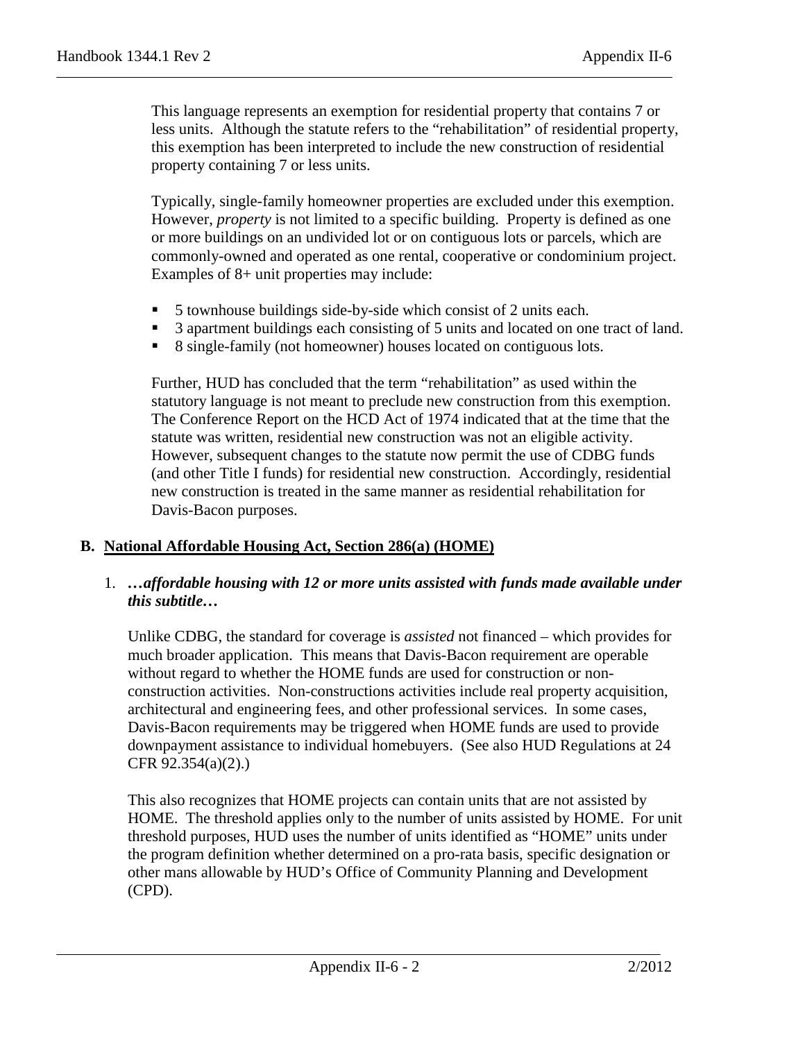This language represents an exemption for residential property that contains 7 or less units. Although the statute refers to the "rehabilitation" of residential property, this exemption has been interpreted to include the new construction of residential property containing 7 or less units.

Typically, single-family homeowner properties are excluded under this exemption. However, *property* is not limited to a specific building. Property is defined as one or more buildings on an undivided lot or on contiguous lots or parcels, which are commonly-owned and operated as one rental, cooperative or condominium project. Examples of 8+ unit properties may include:

- 5 townhouse buildings side-by-side which consist of 2 units each.
- 3 apartment buildings each consisting of 5 units and located on one tract of land.
- 8 single-family (not homeowner) houses located on contiguous lots.

Further, HUD has concluded that the term "rehabilitation" as used within the statutory language is not meant to preclude new construction from this exemption. The Conference Report on the HCD Act of 1974 indicated that at the time that the statute was written, residential new construction was not an eligible activity. However, subsequent changes to the statute now permit the use of CDBG funds (and other Title I funds) for residential new construction. Accordingly, residential new construction is treated in the same manner as residential rehabilitation for Davis-Bacon purposes.

## B. National Affordable Housing Act, Section 286(a) (HOME)

1. ***…affordable housing with 12 or more units assisted with funds made available under this subtitle…***

Unlike CDBG, the standard for coverage is *assisted* not financed – which provides for much broader application. This means that Davis-Bacon requirement are operable without regard to whether the HOME funds are used for construction or non-construction activities. Non-constructions activities include real property acquisition, architectural and engineering fees, and other professional services. In some cases, Davis-Bacon requirements may be triggered when HOME funds are used to provide downpayment assistance to individual homebuyers. (See also HUD Regulations at 24 CFR 92.354(a)(2).)

This also recognizes that HOME projects can contain units that are not assisted by HOME. The threshold applies only to the number of units assisted by HOME. For unit threshold purposes, HUD uses the number of units identified as "HOME" units under the program definition whether determined on a pro-rata basis, specific designation or other mans allowable by HUD's Office of Community Planning and Development (CPD).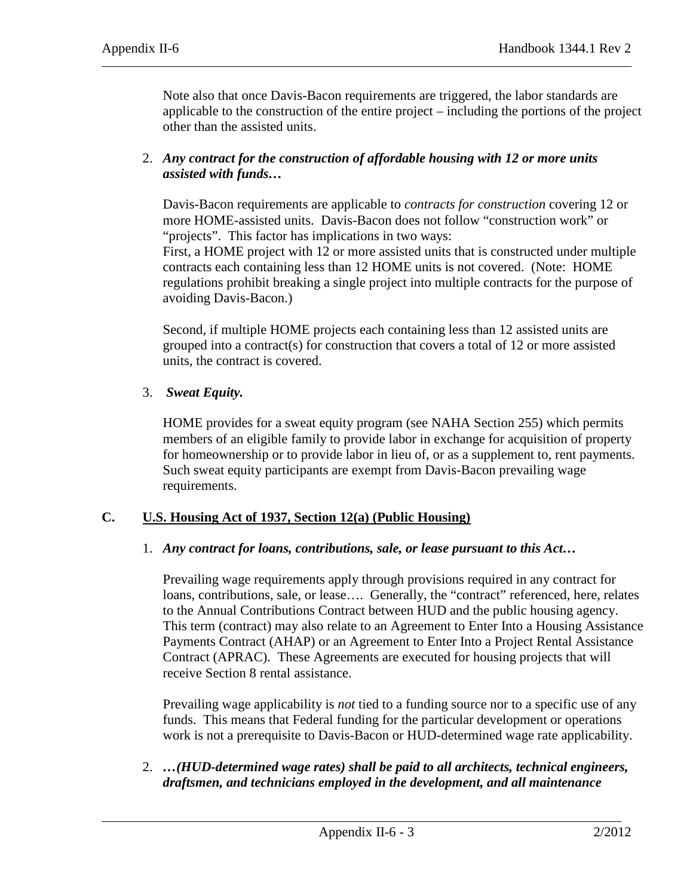Note also that once Davis-Bacon requirements are triggered, the labor standards are applicable to the construction of the entire project – including the portions of the project other than the assisted units.

2. ***Any contract for the construction of affordable housing with 12 or more units assisted with funds…***

   Davis-Bacon requirements are applicable to *contracts for construction* covering 12 or more HOME-assisted units. Davis-Bacon does not follow "construction work" or "projects". This factor has implications in two ways:
   First, a HOME project with 12 or more assisted units that is constructed under multiple contracts each containing less than 12 HOME units is not covered. (Note: HOME regulations prohibit breaking a single project into multiple contracts for the purpose of avoiding Davis-Bacon.)

   Second, if multiple HOME projects each containing less than 12 assisted units are grouped into a contract(s) for construction that covers a total of 12 or more assisted units, the contract is covered.

3. ***Sweat Equity.***

   HOME provides for a sweat equity program (see NAHA Section 255) which permits members of an eligible family to provide labor in exchange for acquisition of property for homeownership or to provide labor in lieu of, or as a supplement to, rent payments. Such sweat equity participants are exempt from Davis-Bacon prevailing wage requirements.

## C. U.S. Housing Act of 1937, Section 12(a) (Public Housing)

1. ***Any contract for loans, contributions, sale, or lease pursuant to this Act…***

   Prevailing wage requirements apply through provisions required in any contract for loans, contributions, sale, or lease…. Generally, the "contract" referenced, here, relates to the Annual Contributions Contract between HUD and the public housing agency. This term (contract) may also relate to an Agreement to Enter Into a Housing Assistance Payments Contract (AHAP) or an Agreement to Enter Into a Project Rental Assistance Contract (APRAC). These Agreements are executed for housing projects that will receive Section 8 rental assistance.

   Prevailing wage applicability is *not* tied to a funding source nor to a specific use of any funds. This means that Federal funding for the particular development or operations work is not a prerequisite to Davis-Bacon or HUD-determined wage rate applicability.

2. ***…(HUD-determined wage rates) shall be paid to all architects, technical engineers, draftsmen, and technicians employed in the development, and all maintenance***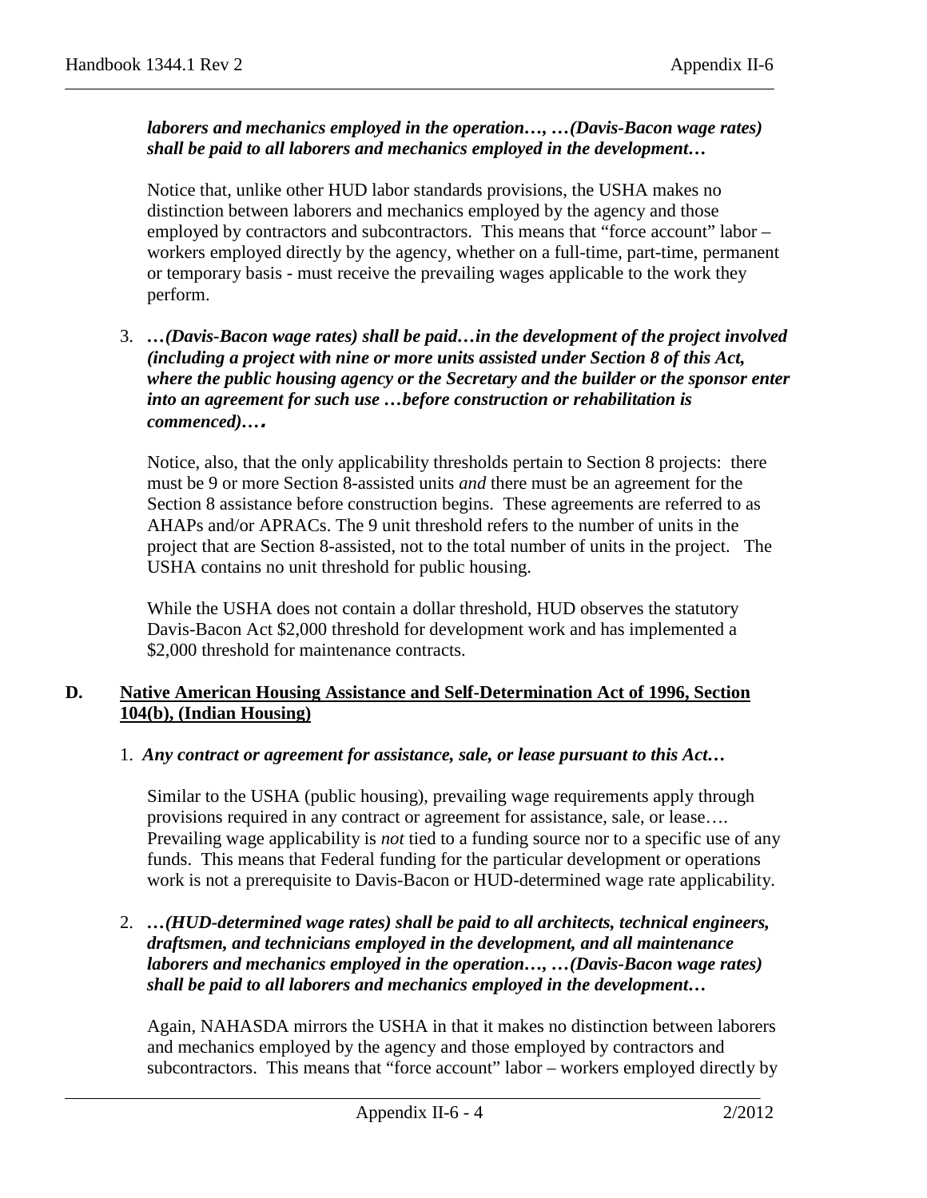***laborers and mechanics employed in the operation…, …(Davis-Bacon wage rates) shall be paid to all laborers and mechanics employed in the development…***

Notice that, unlike other HUD labor standards provisions, the USHA makes no distinction between laborers and mechanics employed by the agency and those employed by contractors and subcontractors. This means that "force account" labor – workers employed directly by the agency, whether on a full-time, part-time, permanent or temporary basis - must receive the prevailing wages applicable to the work they perform.

3. ***…(Davis-Bacon wage rates) shall be paid…in the development of the project involved (including a project with nine or more units assisted under Section 8 of this Act, where the public housing agency or the Secretary and the builder or the sponsor enter into an agreement for such use …before construction or rehabilitation is commenced)….***

   Notice, also, that the only applicability thresholds pertain to Section 8 projects: there must be 9 or more Section 8-assisted units *and* there must be an agreement for the Section 8 assistance before construction begins. These agreements are referred to as AHAPs and/or APRACs. The 9 unit threshold refers to the number of units in the project that are Section 8-assisted, not to the total number of units in the project. The USHA contains no unit threshold for public housing.

   While the USHA does not contain a dollar threshold, HUD observes the statutory Davis-Bacon Act $2,000 threshold for development work and has implemented a $2,000 threshold for maintenance contracts.

## D. Native American Housing Assistance and Self-Determination Act of 1996, Section 104(b), (Indian Housing)

1. ***Any contract or agreement for assistance, sale, or lease pursuant to this Act…***

   Similar to the USHA (public housing), prevailing wage requirements apply through provisions required in any contract or agreement for assistance, sale, or lease…. Prevailing wage applicability is *not* tied to a funding source nor to a specific use of any funds. This means that Federal funding for the particular development or operations work is not a prerequisite to Davis-Bacon or HUD-determined wage rate applicability.

2. ***…(HUD-determined wage rates) shall be paid to all architects, technical engineers, draftsmen, and technicians employed in the development, and all maintenance laborers and mechanics employed in the operation…, …(Davis-Bacon wage rates) shall be paid to all laborers and mechanics employed in the development…***

   Again, NAHASDA mirrors the USHA in that it makes no distinction between laborers and mechanics employed by the agency and those employed by contractors and subcontractors. This means that "force account" labor – workers employed directly by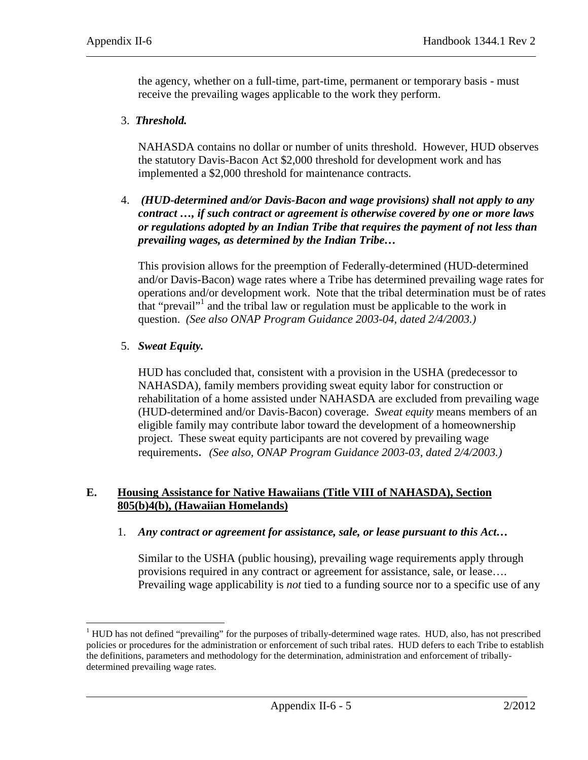the agency, whether on a full-time, part-time, permanent or temporary basis - must receive the prevailing wages applicable to the work they perform.

3. ***Threshold.***

   NAHASDA contains no dollar or number of units threshold. However, HUD observes the statutory Davis-Bacon Act $2,000 threshold for development work and has implemented a $2,000 threshold for maintenance contracts.

4. ***(HUD-determined and/or Davis-Bacon and wage provisions) shall not apply to any contract …, if such contract or agreement is otherwise covered by one or more laws or regulations adopted by an Indian Tribe that requires the payment of not less than prevailing wages, as determined by the Indian Tribe…***

   This provision allows for the preemption of Federally-determined (HUD-determined and/or Davis-Bacon) wage rates where a Tribe has determined prevailing wage rates for operations and/or development work. Note that the tribal determination must be of rates that "prevail"[1] and the tribal law or regulation must be applicable to the work in question. *(See also ONAP Program Guidance 2003-04, dated 2/4/2003.)*

5. ***Sweat Equity.***

   HUD has concluded that, consistent with a provision in the USHA (predecessor to NAHASDA), family members providing sweat equity labor for construction or rehabilitation of a home assisted under NAHASDA are excluded from prevailing wage (HUD-determined and/or Davis-Bacon) coverage. *Sweat equity* means members of an eligible family may contribute labor toward the development of a homeownership project. These sweat equity participants are not covered by prevailing wage requirements. *(See also, ONAP Program Guidance 2003-03, dated 2/4/2003.)*

## E. Housing Assistance for Native Hawaiians (Title VIII of NAHASDA), Section 805(b)4(b), (Hawaiian Homelands)

1. ***Any contract or agreement for assistance, sale, or lease pursuant to this Act…***

   Similar to the USHA (public housing), prevailing wage requirements apply through provisions required in any contract or agreement for assistance, sale, or lease…. Prevailing wage applicability is *not* tied to a funding source nor to a specific use of any

---

[1] HUD has not defined "prevailing" for the purposes of tribally-determined wage rates. HUD, also, has not prescribed policies or procedures for the administration or enforcement of such tribal rates. HUD defers to each Tribe to establish the definitions, parameters and methodology for the determination, administration and enforcement of tribally-determined prevailing wage rates.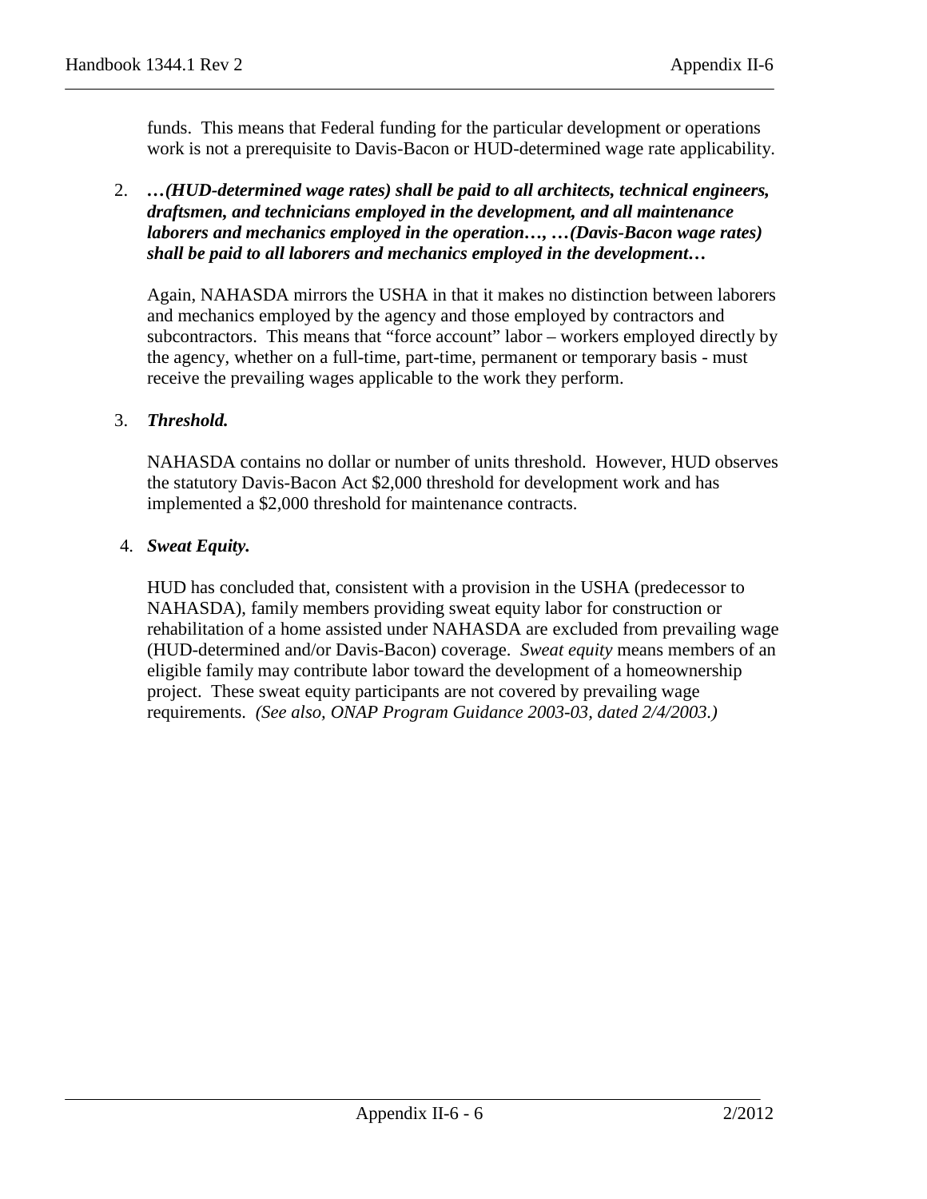funds. This means that Federal funding for the particular development or operations work is not a prerequisite to Davis-Bacon or HUD-determined wage rate applicability.

2. ***…(HUD-determined wage rates) shall be paid to all architects, technical engineers, draftsmen, and technicians employed in the development, and all maintenance laborers and mechanics employed in the operation…, …(Davis-Bacon wage rates) shall be paid to all laborers and mechanics employed in the development…***

   Again, NAHASDA mirrors the USHA in that it makes no distinction between laborers and mechanics employed by the agency and those employed by contractors and subcontractors. This means that "force account" labor – workers employed directly by the agency, whether on a full-time, part-time, permanent or temporary basis - must receive the prevailing wages applicable to the work they perform.

3. ***Threshold.***

   NAHASDA contains no dollar or number of units threshold. However, HUD observes the statutory Davis-Bacon Act $2,000 threshold for development work and has implemented a $2,000 threshold for maintenance contracts.

4. ***Sweat Equity.***

   HUD has concluded that, consistent with a provision in the USHA (predecessor to NAHASDA), family members providing sweat equity labor for construction or rehabilitation of a home assisted under NAHASDA are excluded from prevailing wage (HUD-determined and/or Davis-Bacon) coverage. *Sweat equity* means members of an eligible family may contribute labor toward the development of a homeownership project. These sweat equity participants are not covered by prevailing wage requirements. *(See also, ONAP Program Guidance 2003-03, dated 2/4/2003.)*